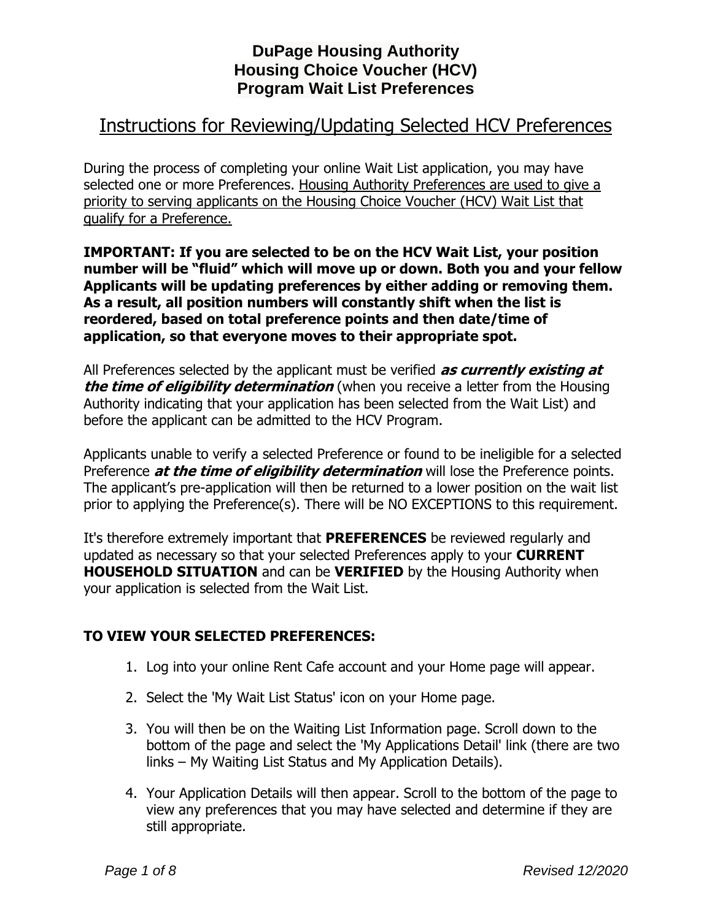# DuPage Housing Authority
# Housing Choice Voucher (HCV)
# Program Wait List Preferences

## Instructions for Reviewing/Updating Selected HCV Preferences

During the process of completing your online Wait List application, you may have selected one or more Preferences. Housing Authority Preferences are used to give a priority to serving applicants on the Housing Choice Voucher (HCV) Wait List that qualify for a Preference.

**IMPORTANT: If you are selected to be on the HCV Wait List, your position number will be "fluid" which will move up or down. Both you and your fellow Applicants will be updating preferences by either adding or removing them. As a result, all position numbers will constantly shift when the list is reordered, based on total preference points and then date/time of application, so that everyone moves to their appropriate spot.**

All Preferences selected by the applicant must be verified ***as currently existing at the time of eligibility determination*** (when you receive a letter from the Housing Authority indicating that your application has been selected from the Wait List) and before the applicant can be admitted to the HCV Program.

Applicants unable to verify a selected Preference or found to be ineligible for a selected Preference ***at the time of eligibility determination*** will lose the Preference points. The applicant's pre-application will then be returned to a lower position on the wait list prior to applying the Preference(s). There will be NO EXCEPTIONS to this requirement.

It's therefore extremely important that **PREFERENCES** be reviewed regularly and updated as necessary so that your selected Preferences apply to your **CURRENT HOUSEHOLD SITUATION** and can be **VERIFIED** by the Housing Authority when your application is selected from the Wait List.

**TO VIEW YOUR SELECTED PREFERENCES:**

1. Log into your online Rent Cafe account and your Home page will appear.
2. Select the 'My Wait List Status' icon on your Home page.
3. You will then be on the Waiting List Information page. Scroll down to the bottom of the page and select the 'My Applications Detail' link (there are two links – My Waiting List Status and My Application Details).
4. Your Application Details will then appear. Scroll to the bottom of the page to view any preferences that you may have selected and determine if they are still appropriate.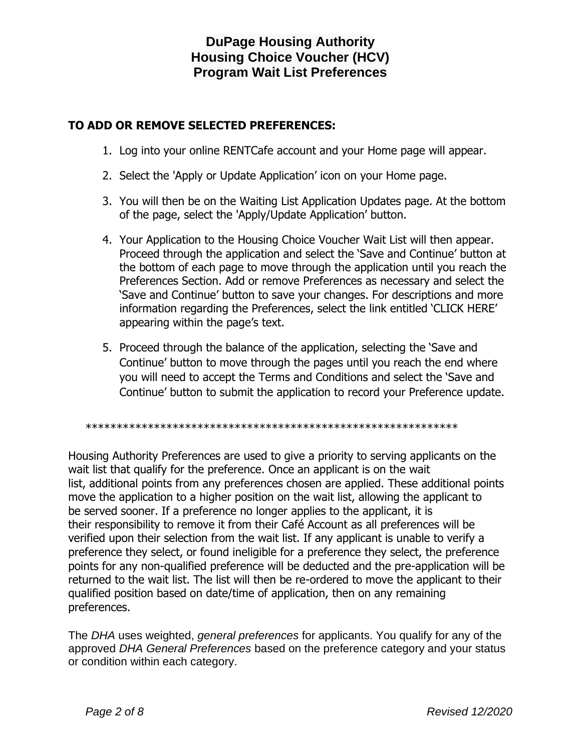# DuPage Housing Authority
# Housing Choice Voucher (HCV)
# Program Wait List Preferences

**TO ADD OR REMOVE SELECTED PREFERENCES:**

1. Log into your online RENTCafe account and your Home page will appear.
2. Select the 'Apply or Update Application' icon on your Home page.
3. You will then be on the Waiting List Application Updates page. At the bottom of the page, select the 'Apply/Update Application' button.
4. Your Application to the Housing Choice Voucher Wait List will then appear. Proceed through the application and select the 'Save and Continue' button at the bottom of each page to move through the application until you reach the Preferences Section. Add or remove Preferences as necessary and select the 'Save and Continue' button to save your changes. For descriptions and more information regarding the Preferences, select the link entitled 'CLICK HERE' appearing within the page's text.
5. Proceed through the balance of the application, selecting the 'Save and Continue' button to move through the pages until you reach the end where you will need to accept the Terms and Conditions and select the 'Save and Continue' button to submit the application to record your Preference update.

************************************************************

Housing Authority Preferences are used to give a priority to serving applicants on the wait list that qualify for the preference. Once an applicant is on the wait list, additional points from any preferences chosen are applied. These additional points move the application to a higher position on the wait list, allowing the applicant to be served sooner. If a preference no longer applies to the applicant, it is their responsibility to remove it from their Café Account as all preferences will be verified upon their selection from the wait list. If any applicant is unable to verify a preference they select, or found ineligible for a preference they select, the preference points for any non-qualified preference will be deducted and the pre-application will be returned to the wait list. The list will then be re-ordered to move the applicant to their qualified position based on date/time of application, then on any remaining preferences.

The *DHA* uses weighted, *general preferences* for applicants. You qualify for any of the approved *DHA General Preferences* based on the preference category and your status or condition within each category.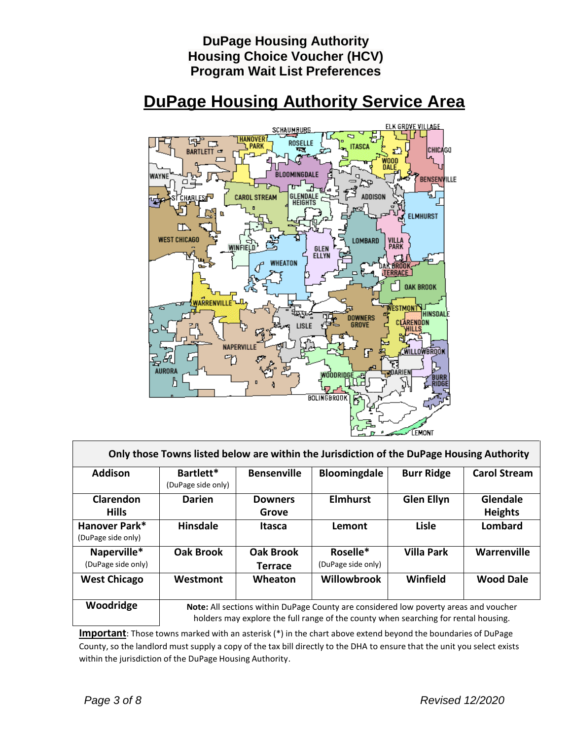# DuPage Housing Authority
# Housing Choice Voucher (HCV)
# Program Wait List Preferences

## DuPage Housing Authority Service Area

| Only those Towns listed below are within the Jurisdiction of the DuPage Housing Authority | | | | | |
|---|---|---|---|---|---|
| **Addison** | **Bartlett*** (DuPage side only) | **Bensenville** | **Bloomingdale** | **Burr Ridge** | **Carol Stream** |
| **Clarendon Hills** | **Darien** | **Downers Grove** | **Elmhurst** | **Glen Ellyn** | **Glendale Heights** |
| **Hanover Park*** (DuPage side only) | **Hinsdale** | **Itasca** | **Lemont** | **Lisle** | **Lombard** |
| **Naperville*** (DuPage side only) | **Oak Brook** | **Oak Brook Terrace** | **Roselle*** (DuPage side only) | **Villa Park** | **Warrenville** |
| **West Chicago** | **Westmont** | **Wheaton** | **Willowbrook** | **Winfield** | **Wood Dale** |
| **Woodridge** | **Note:** All sections within DuPage County are considered low poverty areas and voucher holders may explore the full range of the county when searching for rental housing. | | | | |

**Important**: Those towns marked with an asterisk (*) in the chart above extend beyond the boundaries of DuPage County, so the landlord must supply a copy of the tax bill directly to the DHA to ensure that the unit you select exists within the jurisdiction of the DuPage Housing Authority.

*Revised 12/2020*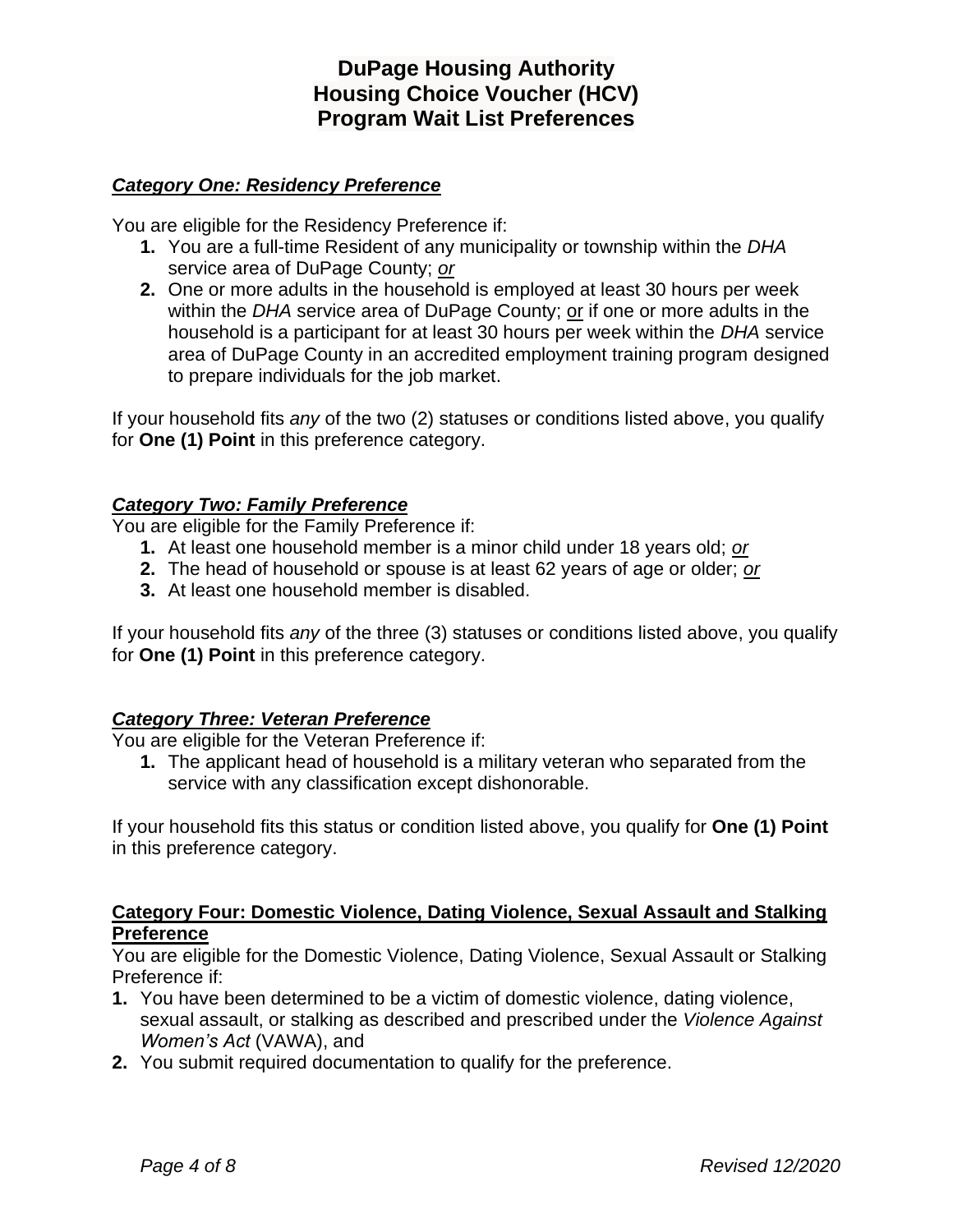# DuPage Housing Authority
# Housing Choice Voucher (HCV)
# Program Wait List Preferences

### ***Category One: Residency Preference***

You are eligible for the Residency Preference if:

1. You are a full-time Resident of any municipality or township within the *DHA* service area of DuPage County; *or*
2. One or more adults in the household is employed at least 30 hours per week within the *DHA* service area of DuPage County; or if one or more adults in the household is a participant for at least 30 hours per week within the *DHA* service area of DuPage County in an accredited employment training program designed to prepare individuals for the job market.

If your household fits *any* of the two (2) statuses or conditions listed above, you qualify for **One (1) Point** in this preference category.

### ***Category Two: Family Preference***

You are eligible for the Family Preference if:

1. At least one household member is a minor child under 18 years old; *or*
2. The head of household or spouse is at least 62 years of age or older; *or*
3. At least one household member is disabled.

If your household fits *any* of the three (3) statuses or conditions listed above, you qualify for **One (1) Point** in this preference category.

### ***Category Three: Veteran Preference***

You are eligible for the Veteran Preference if:

1. The applicant head of household is a military veteran who separated from the service with any classification except dishonorable.

If your household fits this status or condition listed above, you qualify for **One (1) Point** in this preference category.

### **Category Four: Domestic Violence, Dating Violence, Sexual Assault and Stalking Preference**

You are eligible for the Domestic Violence, Dating Violence, Sexual Assault or Stalking Preference if:

1. You have been determined to be a victim of domestic violence, dating violence, sexual assault, or stalking as described and prescribed under the *Violence Against Women's Act* (VAWA), and
2. You submit required documentation to qualify for the preference.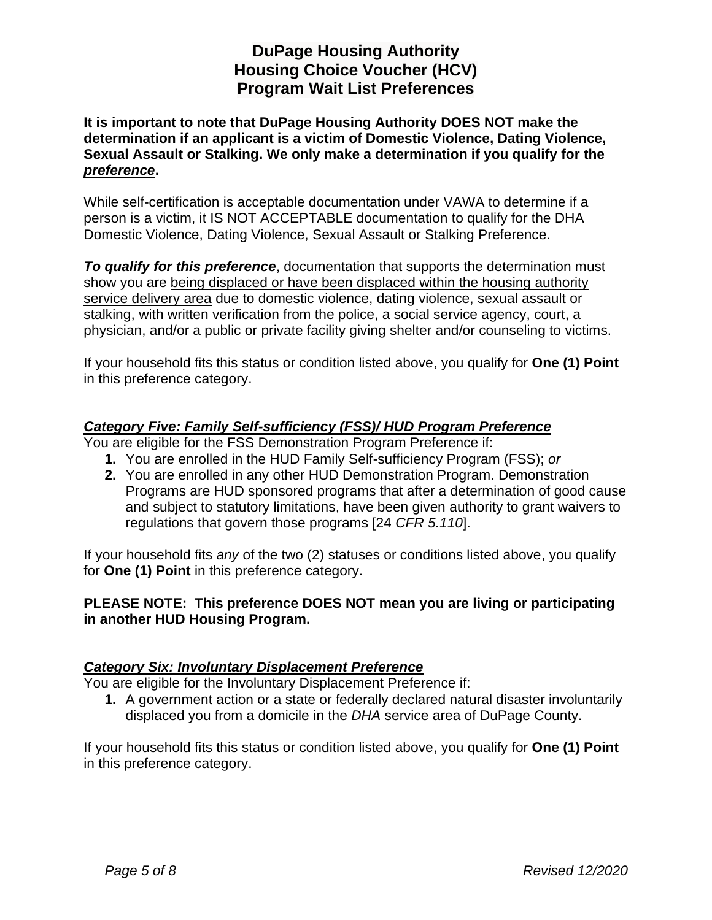**DuPage Housing Authority**
**Housing Choice Voucher (HCV)**
**Program Wait List Preferences**

**It is important to note that DuPage Housing Authority DOES NOT make the determination if an applicant is a victim of Domestic Violence, Dating Violence, Sexual Assault or Stalking. We only make a determination if you qualify for the *preference*.**

While self-certification is acceptable documentation under VAWA to determine if a person is a victim, it IS NOT ACCEPTABLE documentation to qualify for the DHA Domestic Violence, Dating Violence, Sexual Assault or Stalking Preference.

***To qualify for this preference***, documentation that supports the determination must show you are being displaced or have been displaced within the housing authority service delivery area due to domestic violence, dating violence, sexual assault or stalking, with written verification from the police, a social service agency, court, a physician, and/or a public or private facility giving shelter and/or counseling to victims.

If your household fits this status or condition listed above, you qualify for **One (1) Point** in this preference category.

### *Category Five: Family Self-sufficiency (FSS)/ HUD Program Preference*

You are eligible for the FSS Demonstration Program Preference if:

1. You are enrolled in the HUD Family Self-sufficiency Program (FSS); *or*
2. You are enrolled in any other HUD Demonstration Program. Demonstration Programs are HUD sponsored programs that after a determination of good cause and subject to statutory limitations, have been given authority to grant waivers to regulations that govern those programs [24 *CFR 5.110*].

If your household fits *any* of the two (2) statuses or conditions listed above, you qualify for **One (1) Point** in this preference category.

**PLEASE NOTE: This preference DOES NOT mean you are living or participating in another HUD Housing Program.**

### *Category Six: Involuntary Displacement Preference*

You are eligible for the Involuntary Displacement Preference if:

1. A government action or a state or federally declared natural disaster involuntarily displaced you from a domicile in the *DHA* service area of DuPage County.

If your household fits this status or condition listed above, you qualify for **One (1) Point** in this preference category.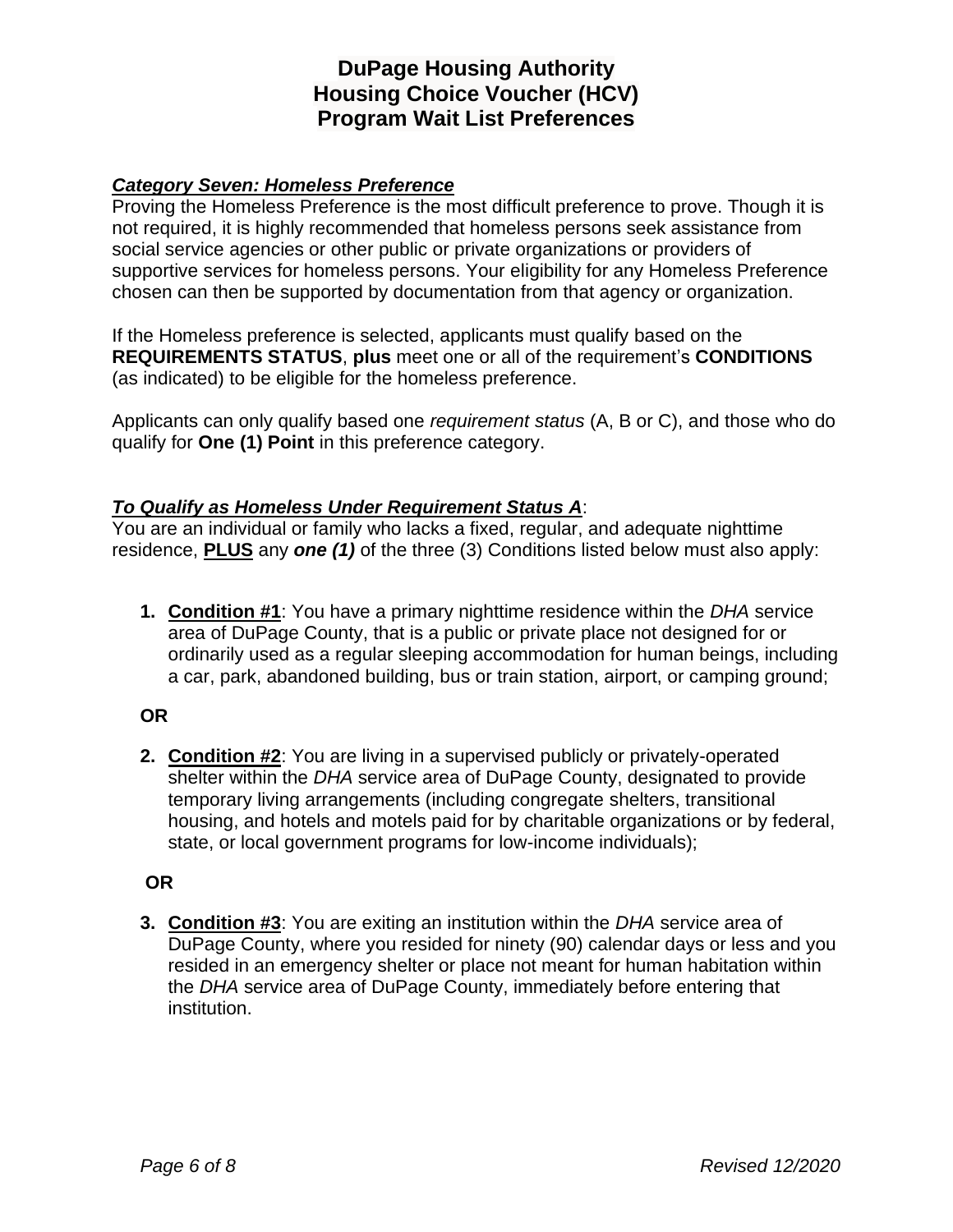# DuPage Housing Authority
# Housing Choice Voucher (HCV)
# Program Wait List Preferences

***Category Seven: Homeless Preference***

Proving the Homeless Preference is the most difficult preference to prove. Though it is not required, it is highly recommended that homeless persons seek assistance from social service agencies or other public or private organizations or providers of supportive services for homeless persons. Your eligibility for any Homeless Preference chosen can then be supported by documentation from that agency or organization.

If the Homeless preference is selected, applicants must qualify based on the **REQUIREMENTS STATUS**, **plus** meet one or all of the requirement's **CONDITIONS** (as indicated) to be eligible for the homeless preference.

Applicants can only qualify based one *requirement status* (A, B or C), and those who do qualify for **One (1) Point** in this preference category.

***To Qualify as Homeless Under Requirement Status A***:

You are an individual or family who lacks a fixed, regular, and adequate nighttime residence, **PLUS** any ***one (1)*** of the three (3) Conditions listed below must also apply:

1. **Condition #1**: You have a primary nighttime residence within the *DHA* service area of DuPage County, that is a public or private place not designed for or ordinarily used as a regular sleeping accommodation for human beings, including a car, park, abandoned building, bus or train station, airport, or camping ground;

**OR**

2. **Condition #2**: You are living in a supervised publicly or privately-operated shelter within the *DHA* service area of DuPage County, designated to provide temporary living arrangements (including congregate shelters, transitional housing, and hotels and motels paid for by charitable organizations or by federal, state, or local government programs for low-income individuals);

**OR**

3. **Condition #3**: You are exiting an institution within the *DHA* service area of DuPage County, where you resided for ninety (90) calendar days or less and you resided in an emergency shelter or place not meant for human habitation within the *DHA* service area of DuPage County, immediately before entering that institution.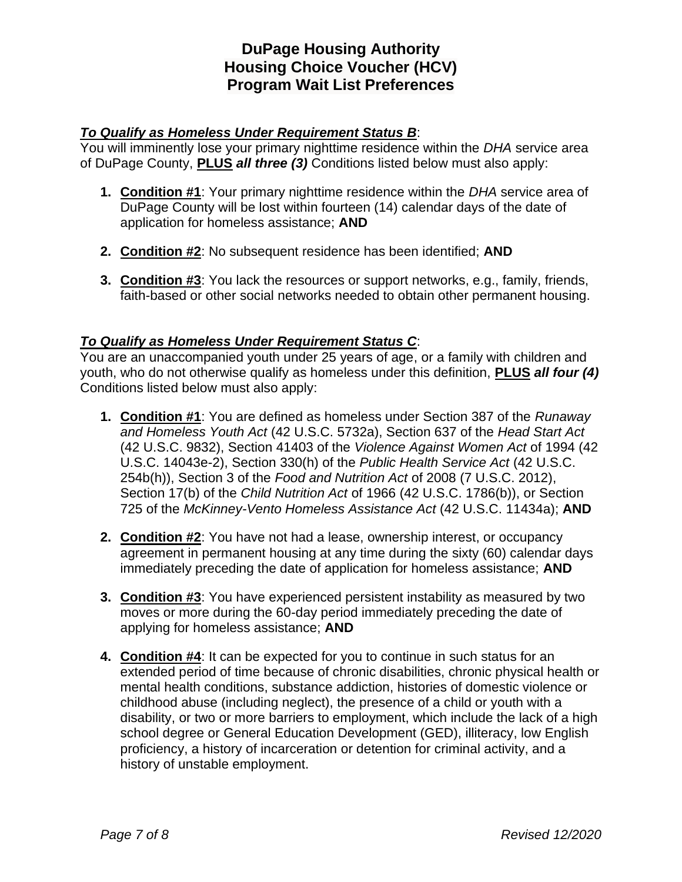# DuPage Housing Authority
# Housing Choice Voucher (HCV)
# Program Wait List Preferences

***To Qualify as Homeless Under Requirement Status B***:
You will imminently lose your primary nighttime residence within the *DHA* service area of DuPage County, **PLUS** ***all three (3)*** Conditions listed below must also apply:

1. **Condition #1**: Your primary nighttime residence within the *DHA* service area of DuPage County will be lost within fourteen (14) calendar days of the date of application for homeless assistance; **AND**

2. **Condition #2**: No subsequent residence has been identified; **AND**

3. **Condition #3**: You lack the resources or support networks, e.g., family, friends, faith-based or other social networks needed to obtain other permanent housing.

***To Qualify as Homeless Under Requirement Status C***:
You are an unaccompanied youth under 25 years of age, or a family with children and youth, who do not otherwise qualify as homeless under this definition, **PLUS** ***all four (4)*** Conditions listed below must also apply:

1. **Condition #1**: You are defined as homeless under Section 387 of the *Runaway and Homeless Youth Act* (42 U.S.C. 5732a), Section 637 of the *Head Start Act* (42 U.S.C. 9832), Section 41403 of the *Violence Against Women Act* of 1994 (42 U.S.C. 14043e-2), Section 330(h) of the *Public Health Service Act* (42 U.S.C. 254b(h)), Section 3 of the *Food and Nutrition Act* of 2008 (7 U.S.C. 2012), Section 17(b) of the *Child Nutrition Act* of 1966 (42 U.S.C. 1786(b)), or Section 725 of the *McKinney-Vento Homeless Assistance Act* (42 U.S.C. 11434a); **AND**

2. **Condition #2**: You have not had a lease, ownership interest, or occupancy agreement in permanent housing at any time during the sixty (60) calendar days immediately preceding the date of application for homeless assistance; **AND**

3. **Condition #3**: You have experienced persistent instability as measured by two moves or more during the 60-day period immediately preceding the date of applying for homeless assistance; **AND**

4. **Condition #4**: It can be expected for you to continue in such status for an extended period of time because of chronic disabilities, chronic physical health or mental health conditions, substance addiction, histories of domestic violence or childhood abuse (including neglect), the presence of a child or youth with a disability, or two or more barriers to employment, which include the lack of a high school degree or General Education Development (GED), illiteracy, low English proficiency, a history of incarceration or detention for criminal activity, and a history of unstable employment.

*Revised 12/2020*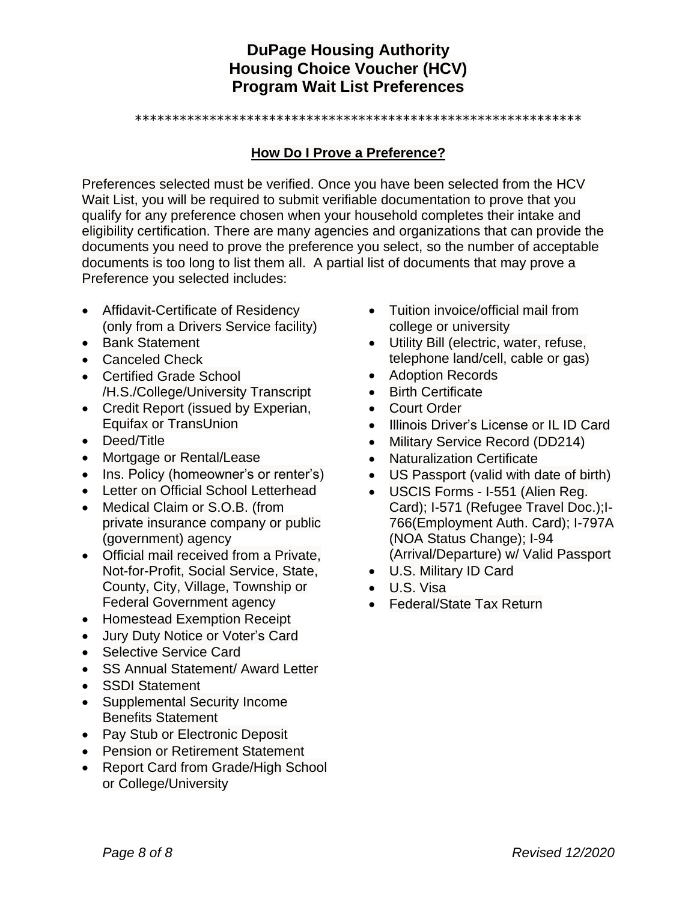# DuPage Housing Authority
# Housing Choice Voucher (HCV)
# Program Wait List Preferences

\*\*\*\*\*\*\*\*\*\*\*\*\*\*\*\*\*\*\*\*\*\*\*\*\*\*\*\*\*\*\*\*\*\*\*\*\*\*\*\*\*\*\*\*\*\*\*\*\*\*\*\*\*\*\*\*\*\*\*\*

## <u>How Do I Prove a Preference?</u>

Preferences selected must be verified. Once you have been selected from the HCV Wait List, you will be required to submit verifiable documentation to prove that you qualify for any preference chosen when your household completes their intake and eligibility certification. There are many agencies and organizations that can provide the documents you need to prove the preference you select, so the number of acceptable documents is too long to list them all. A partial list of documents that may prove a Preference you selected includes:

- Affidavit-Certificate of Residency (only from a Drivers Service facility)
- Bank Statement
- Canceled Check
- Certified Grade School /H.S./College/University Transcript
- Credit Report (issued by Experian, Equifax or TransUnion
- Deed/Title
- Mortgage or Rental/Lease
- Ins. Policy (homeowner's or renter's)
- Letter on Official School Letterhead
- Medical Claim or S.O.B. (from private insurance company or public (government) agency
- Official mail received from a Private, Not-for-Profit, Social Service, State, County, City, Village, Township or Federal Government agency
- Homestead Exemption Receipt
- Jury Duty Notice or Voter's Card
- Selective Service Card
- SS Annual Statement/ Award Letter
- SSDI Statement
- Supplemental Security Income Benefits Statement
- Pay Stub or Electronic Deposit
- Pension or Retirement Statement
- Report Card from Grade/High School or College/University
- Tuition invoice/official mail from college or university
- Utility Bill (electric, water, refuse, telephone land/cell, cable or gas)
- Adoption Records
- Birth Certificate
- Court Order
- Illinois Driver's License or IL ID Card
- Military Service Record (DD214)
- Naturalization Certificate
- US Passport (valid with date of birth)
- USCIS Forms - I-551 (Alien Reg. Card); I-571 (Refugee Travel Doc.);I-766(Employment Auth. Card); I-797A (NOA Status Change); I-94 (Arrival/Departure) w/ Valid Passport
- U.S. Military ID Card
- U.S. Visa
- Federal/State Tax Return

*Revised 12/2020*